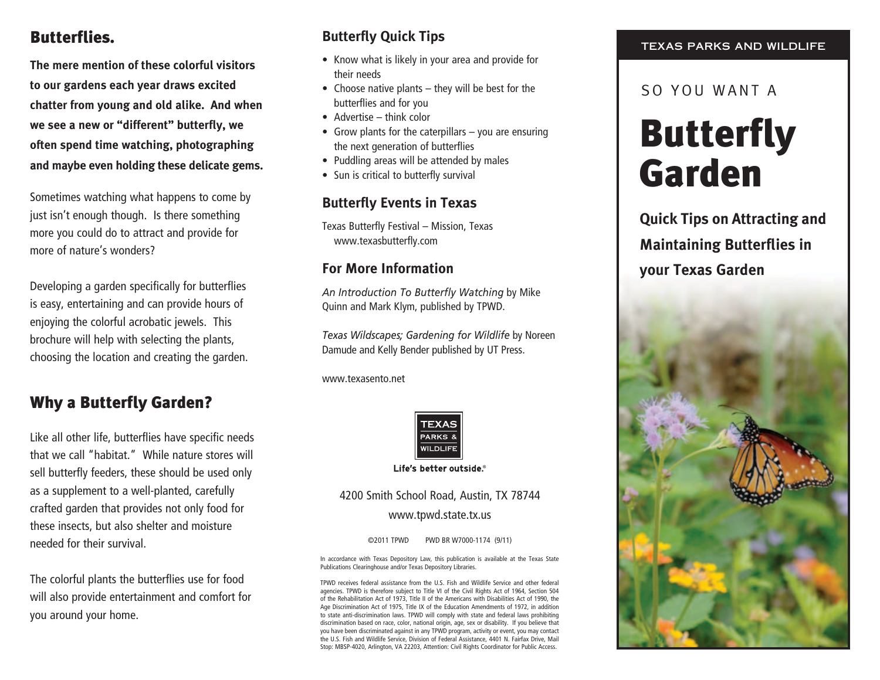## Butterflies.

**The mere mention of these colorful visitors to our gardens each year draws excited chatter from young and old alike. And when we see a new or "different" butterfly, we often spend time watching, photographing and maybe even holding these delicate gems.**

Sometimes watching what happens to come by just isn't enough though. Is there something more you could do to attract and provide for more of nature's wonders?

Developing a garden specifically for butterflies is easy, entertaining and can provide hours of enjoying the colorful acrobatic jewels. This brochure will help with selecting the plants, choosing the location and creating the garden.

## Why a Butterfly Garden?

Like all other life, butterflies have specific needs that we call "habitat." While nature stores will sell butterfly feeders, these should be used only as a supplement to a well-planted, carefully crafted garden that provides not only food for these insects, but also shelter and moisture needed for their survival.

The colorful plants the butterflies use for food will also provide entertainment and comfort for you around your home.

### Butterfly Quick Tips

- Know what is likely in your area and provide for their needs
- Choose native plants – they will be best for the butterflies and for you
- Advertise – think color
- Grow plants for the caterpillars – you are ensuring the next generation of butterflies
- Puddling areas will be attended by males
- Sun is critical to butterfly survival

### Butterfly Events in Texas

Texas Butterfly Festival – Mission, Texas
www.texasbutterfly.com

### For More Information

*An Introduction To Butterfly Watching* by Mike Quinn and Mark Klym, published by TPWD.

*Texas Wildscapes; Gardening for Wildlife* by Noreen Damude and Kelly Bender published by UT Press.

www.texasento.net

TEXAS PARKS & WILDLIFE

Life's better outside.®

4200 Smith School Road, Austin, TX 78744
www.tpwd.state.tx.us

©2011 TPWD PWD BR W7000-1174 (9/11)

In accordance with Texas Depository Law, this publication is available at the Texas State Publications Clearinghouse and/or Texas Depository Libraries.

TPWD receives federal assistance from the U.S. Fish and Wildlife Service and other federal agencies. TPWD is therefore subject to Title VI of the Civil Rights Act of 1964, Section 504 of the Rehabilitation Act of 1973, Title II of the Americans with Disabilities Act of 1990, the Age Discrimination Act of 1975, Title IX of the Education Amendments of 1972, in addition to state anti-discrimination laws. TPWD will comply with state and federal laws prohibiting discrimination based on race, color, national origin, age, sex or disability. If you believe that you have been discriminated against in any TPWD program, activity or event, you may contact the U.S. Fish and Wildlife Service, Division of Federal Assistance, 4401 N. Fairfax Drive, Mail Stop: MBSP-4020, Arlington, VA 22203, Attention: Civil Rights Coordinator for Public Access.

TEXAS PARKS AND WILDLIFE

SO YOU WANT A

# Butterfly Garden

**Quick Tips on Attracting and Maintaining Butterflies in your Texas Garden**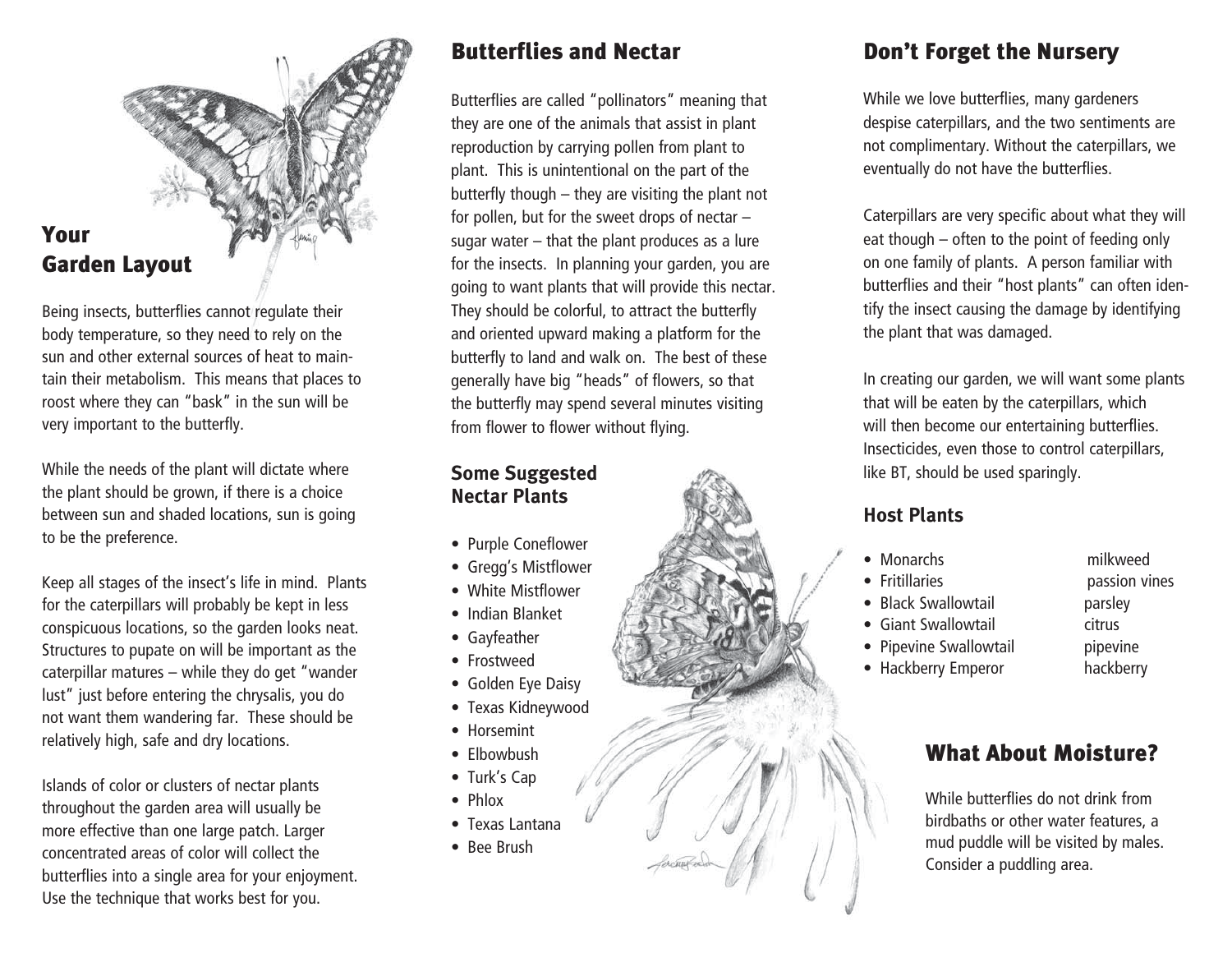## Your Garden Layout

Being insects, butterflies cannot regulate their body temperature, so they need to rely on the sun and other external sources of heat to maintain their metabolism. This means that places to roost where they can "bask" in the sun will be very important to the butterfly.

While the needs of the plant will dictate where the plant should be grown, if there is a choice between sun and shaded locations, sun is going to be the preference.

Keep all stages of the insect's life in mind. Plants for the caterpillars will probably be kept in less conspicuous locations, so the garden looks neat. Structures to pupate on will be important as the caterpillar matures – while they do get "wander lust" just before entering the chrysalis, you do not want them wandering far. These should be relatively high, safe and dry locations.

Islands of color or clusters of nectar plants throughout the garden area will usually be more effective than one large patch. Larger concentrated areas of color will collect the butterflies into a single area for your enjoyment. Use the technique that works best for you.

## Butterflies and Nectar

Butterflies are called "pollinators" meaning that they are one of the animals that assist in plant reproduction by carrying pollen from plant to plant. This is unintentional on the part of the butterfly though – they are visiting the plant not for pollen, but for the sweet drops of nectar – sugar water – that the plant produces as a lure for the insects. In planning your garden, you are going to want plants that will provide this nectar. They should be colorful, to attract the butterfly and oriented upward making a platform for the butterfly to land and walk on. The best of these generally have big "heads" of flowers, so that the butterfly may spend several minutes visiting from flower to flower without flying.

### Some Suggested Nectar Plants

- Purple Coneflower
- Gregg's Mistflower
- White Mistflower
- Indian Blanket
- Gayfeather
- Frostweed
- Golden Eye Daisy
- Texas Kidneywood
- Horsemint
- Elbowbush
- Turk's Cap
- Phlox
- Texas Lantana
- Bee Brush

## Don't Forget the Nursery

While we love butterflies, many gardeners despise caterpillars, and the two sentiments are not complimentary. Without the caterpillars, we eventually do not have the butterflies.

Caterpillars are very specific about what they will eat though – often to the point of feeding only on one family of plants. A person familiar with butterflies and their "host plants" can often identify the insect causing the damage by identifying the plant that was damaged.

In creating our garden, we will want some plants that will be eaten by the caterpillars, which will then become our entertaining butterflies. Insecticides, even those to control caterpillars, like BT, should be used sparingly.

### Host Plants

| | |
|---|---|
| • Monarchs | milkweed |
| • Fritillaries | passion vines |
| • Black Swallowtail | parsley |
| • Giant Swallowtail | citrus |
| • Pipevine Swallowtail | pipevine |
| • Hackberry Emperor | hackberry |

## What About Moisture?

While butterflies do not drink from birdbaths or other water features, a mud puddle will be visited by males. Consider a puddling area.